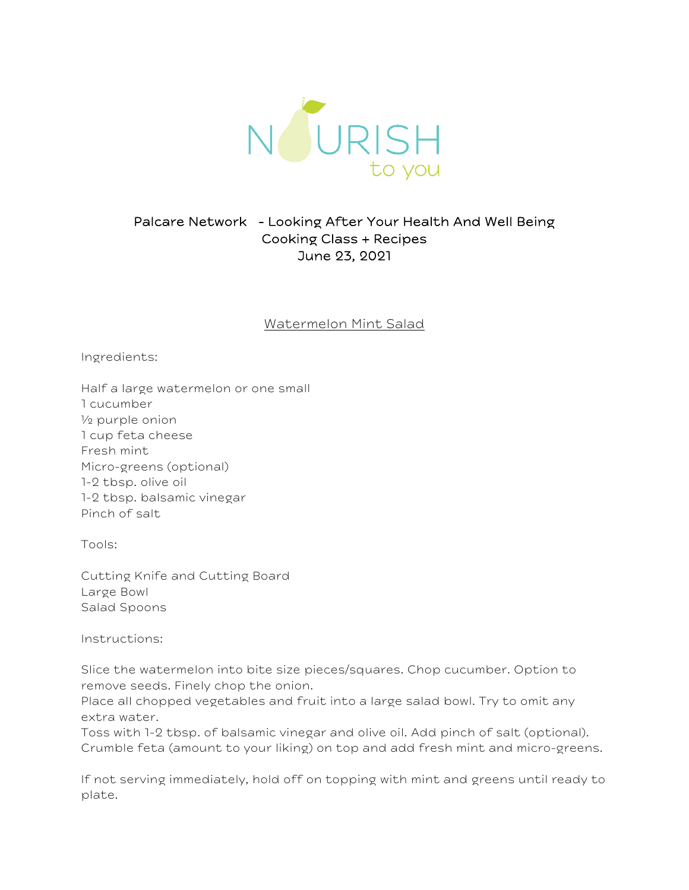NOURISH to you

**Palcare Network - Looking After Your Health And Well Being**
**Cooking Class + Recipes**
**June 23, 2021**

## Watermelon Mint Salad

Ingredients:

Half a large watermelon or one small
1 cucumber
½ purple onion
1 cup feta cheese
Fresh mint
Micro-greens (optional)
1-2 tbsp. olive oil
1-2 tbsp. balsamic vinegar
Pinch of salt

Tools:

Cutting Knife and Cutting Board
Large Bowl
Salad Spoons

Instructions:

Slice the watermelon into bite size pieces/squares. Chop cucumber. Option to remove seeds. Finely chop the onion.
Place all chopped vegetables and fruit into a large salad bowl. Try to omit any extra water.
Toss with 1-2 tbsp. of balsamic vinegar and olive oil. Add pinch of salt (optional).
Crumble feta (amount to your liking) on top and add fresh mint and micro-greens.

If not serving immediately, hold off on topping with mint and greens until ready to plate.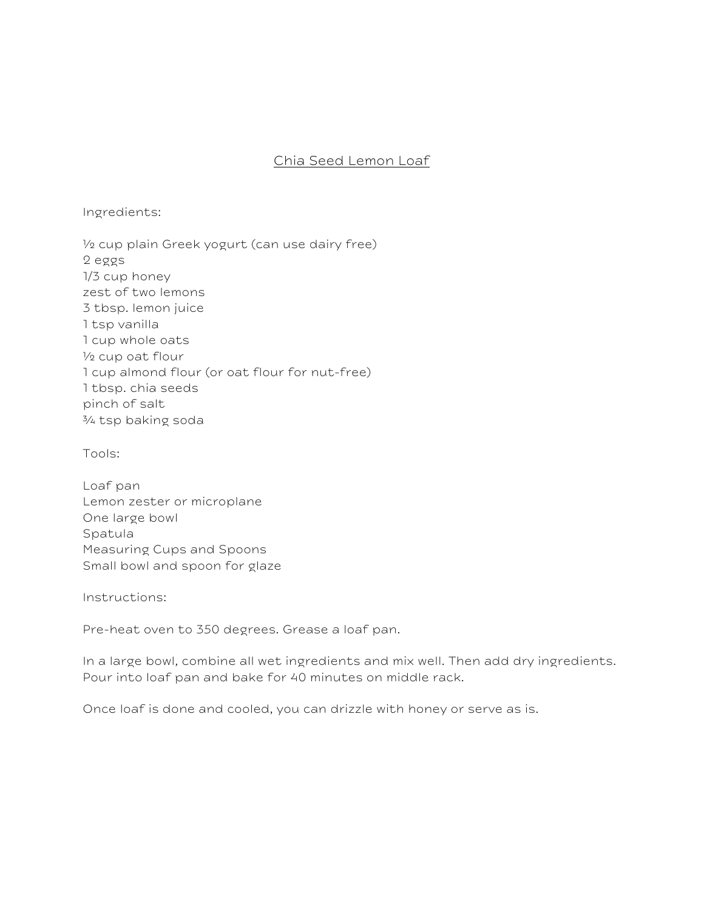# Chia Seed Lemon Loaf

Ingredients:

½ cup plain Greek yogurt (can use dairy free)
2 eggs
1/3 cup honey
zest of two lemons
3 tbsp. lemon juice
1 tsp vanilla
1 cup whole oats
½ cup oat flour
1 cup almond flour (or oat flour for nut-free)
1 tbsp. chia seeds
pinch of salt
¾ tsp baking soda

Tools:

Loaf pan
Lemon zester or microplane
One large bowl
Spatula
Measuring Cups and Spoons
Small bowl and spoon for glaze

Instructions:

Pre-heat oven to 350 degrees. Grease a loaf pan.

In a large bowl, combine all wet ingredients and mix well. Then add dry ingredients. Pour into loaf pan and bake for 40 minutes on middle rack.

Once loaf is done and cooled, you can drizzle with honey or serve as is.